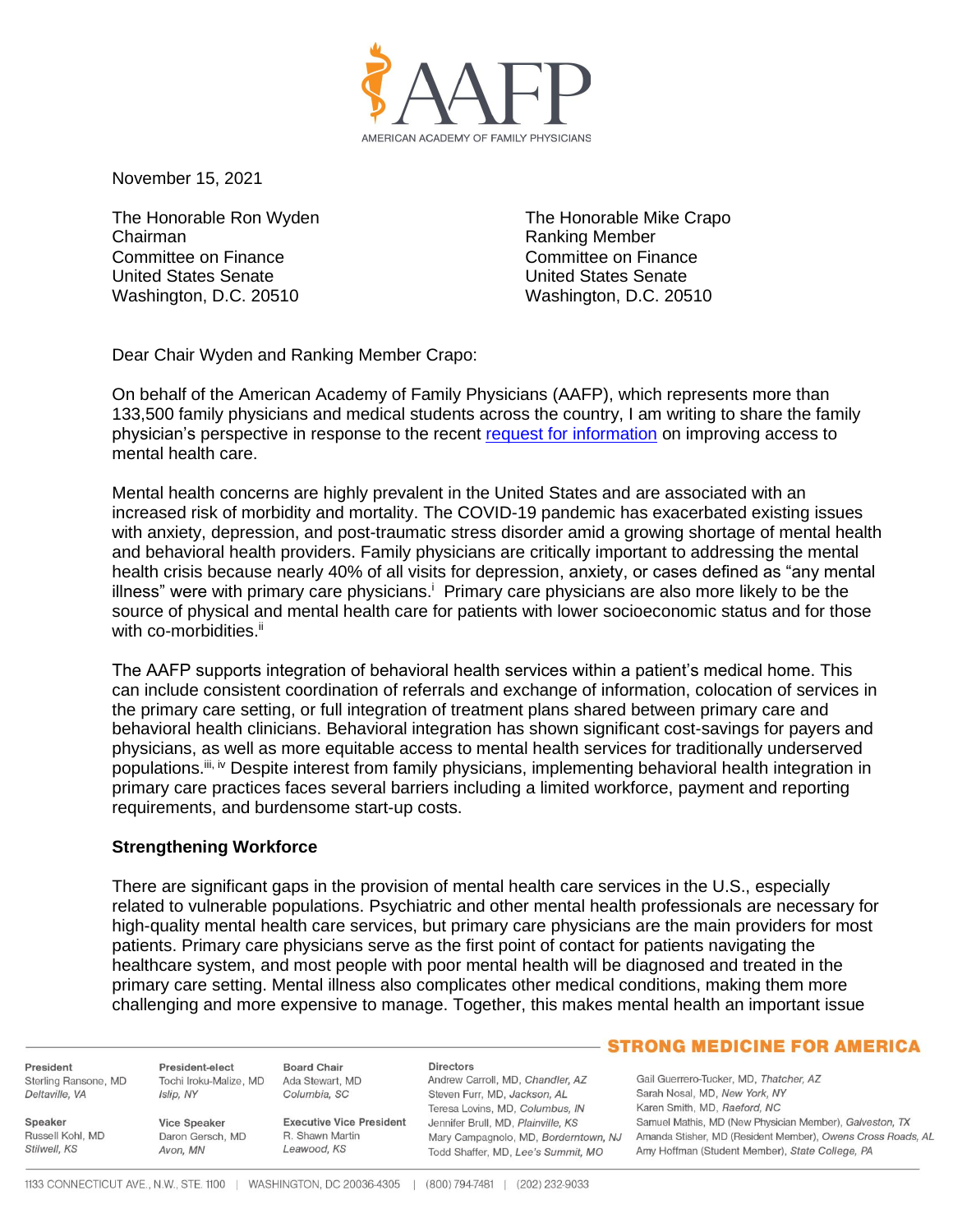AMERICAN ACADEMY OF FAMILY PHYSICIANS

November 15, 2021

The Honorable Ron Wyden
Chairman
Committee on Finance
United States Senate
Washington, D.C. 20510

The Honorable Mike Crapo
Ranking Member
Committee on Finance
United States Senate
Washington, D.C. 20510

Dear Chair Wyden and Ranking Member Crapo:

On behalf of the American Academy of Family Physicians (AAFP), which represents more than 133,500 family physicians and medical students across the country, I am writing to share the family physician's perspective in response to the recent request for information on improving access to mental health care.

Mental health concerns are highly prevalent in the United States and are associated with an increased risk of morbidity and mortality. The COVID-19 pandemic has exacerbated existing issues with anxiety, depression, and post-traumatic stress disorder amid a growing shortage of mental health and behavioral health providers. Family physicians are critically important to addressing the mental health crisis because nearly 40% of all visits for depression, anxiety, or cases defined as "any mental illness" were with primary care physicians.[i] Primary care physicians are also more likely to be the source of physical and mental health care for patients with lower socioeconomic status and for those with co-morbidities.[ii]

The AAFP supports integration of behavioral health services within a patient's medical home. This can include consistent coordination of referrals and exchange of information, colocation of services in the primary care setting, or full integration of treatment plans shared between primary care and behavioral health clinicians. Behavioral integration has shown significant cost-savings for payers and physicians, as well as more equitable access to mental health services for traditionally underserved populations.[iii, iv] Despite interest from family physicians, implementing behavioral health integration in primary care practices faces several barriers including a limited workforce, payment and reporting requirements, and burdensome start-up costs.

**Strengthening Workforce**

There are significant gaps in the provision of mental health care services in the U.S., especially related to vulnerable populations. Psychiatric and other mental health professionals are necessary for high-quality mental health care services, but primary care physicians are the main providers for most patients. Primary care physicians serve as the first point of contact for patients navigating the healthcare system, and most people with poor mental health will be diagnosed and treated in the primary care setting. Mental illness also complicates other medical conditions, making them more challenging and more expensive to manage. Together, this makes mental health an important issue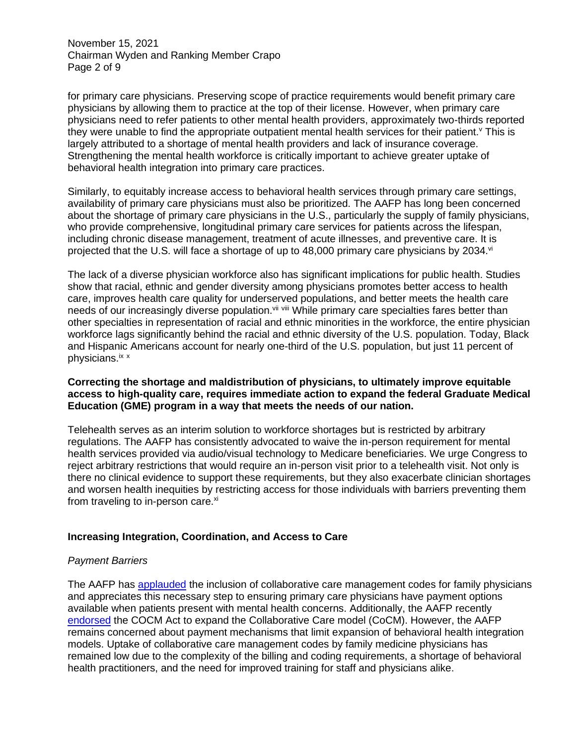for primary care physicians. Preserving scope of practice requirements would benefit primary care physicians by allowing them to practice at the top of their license. However, when primary care physicians need to refer patients to other mental health providers, approximately two-thirds reported they were unable to find the appropriate outpatient mental health services for their patient.[v] This is largely attributed to a shortage of mental health providers and lack of insurance coverage. Strengthening the mental health workforce is critically important to achieve greater uptake of behavioral health integration into primary care practices.

Similarly, to equitably increase access to behavioral health services through primary care settings, availability of primary care physicians must also be prioritized. The AAFP has long been concerned about the shortage of primary care physicians in the U.S., particularly the supply of family physicians, who provide comprehensive, longitudinal primary care services for patients across the lifespan, including chronic disease management, treatment of acute illnesses, and preventive care. It is projected that the U.S. will face a shortage of up to 48,000 primary care physicians by 2034.[vi]

The lack of a diverse physician workforce also has significant implications for public health. Studies show that racial, ethnic and gender diversity among physicians promotes better access to health care, improves health care quality for underserved populations, and better meets the health care needs of our increasingly diverse population.[vii] [viii] While primary care specialties fares better than other specialties in representation of racial and ethnic minorities in the workforce, the entire physician workforce lags significantly behind the racial and ethnic diversity of the U.S. population. Today, Black and Hispanic Americans account for nearly one-third of the U.S. population, but just 11 percent of physicians.[ix] [x]

**Correcting the shortage and maldistribution of physicians, to ultimately improve equitable access to high-quality care, requires immediate action to expand the federal Graduate Medical Education (GME) program in a way that meets the needs of our nation.**

Telehealth serves as an interim solution to workforce shortages but is restricted by arbitrary regulations. The AAFP has consistently advocated to waive the in-person requirement for mental health services provided via audio/visual technology to Medicare beneficiaries. We urge Congress to reject arbitrary restrictions that would require an in-person visit prior to a telehealth visit. Not only is there no clinical evidence to support these requirements, but they also exacerbate clinician shortages and worsen health inequities by restricting access for those individuals with barriers preventing them from traveling to in-person care.[xi]

## Increasing Integration, Coordination, and Access to Care

### *Payment Barriers*

The AAFP has applauded the inclusion of collaborative care management codes for family physicians and appreciates this necessary step to ensuring primary care physicians have payment options available when patients present with mental health concerns. Additionally, the AAFP recently endorsed the COCM Act to expand the Collaborative Care model (CoCM). However, the AAFP remains concerned about payment mechanisms that limit expansion of behavioral health integration models. Uptake of collaborative care management codes by family medicine physicians has remained low due to the complexity of the billing and coding requirements, a shortage of behavioral health practitioners, and the need for improved training for staff and physicians alike.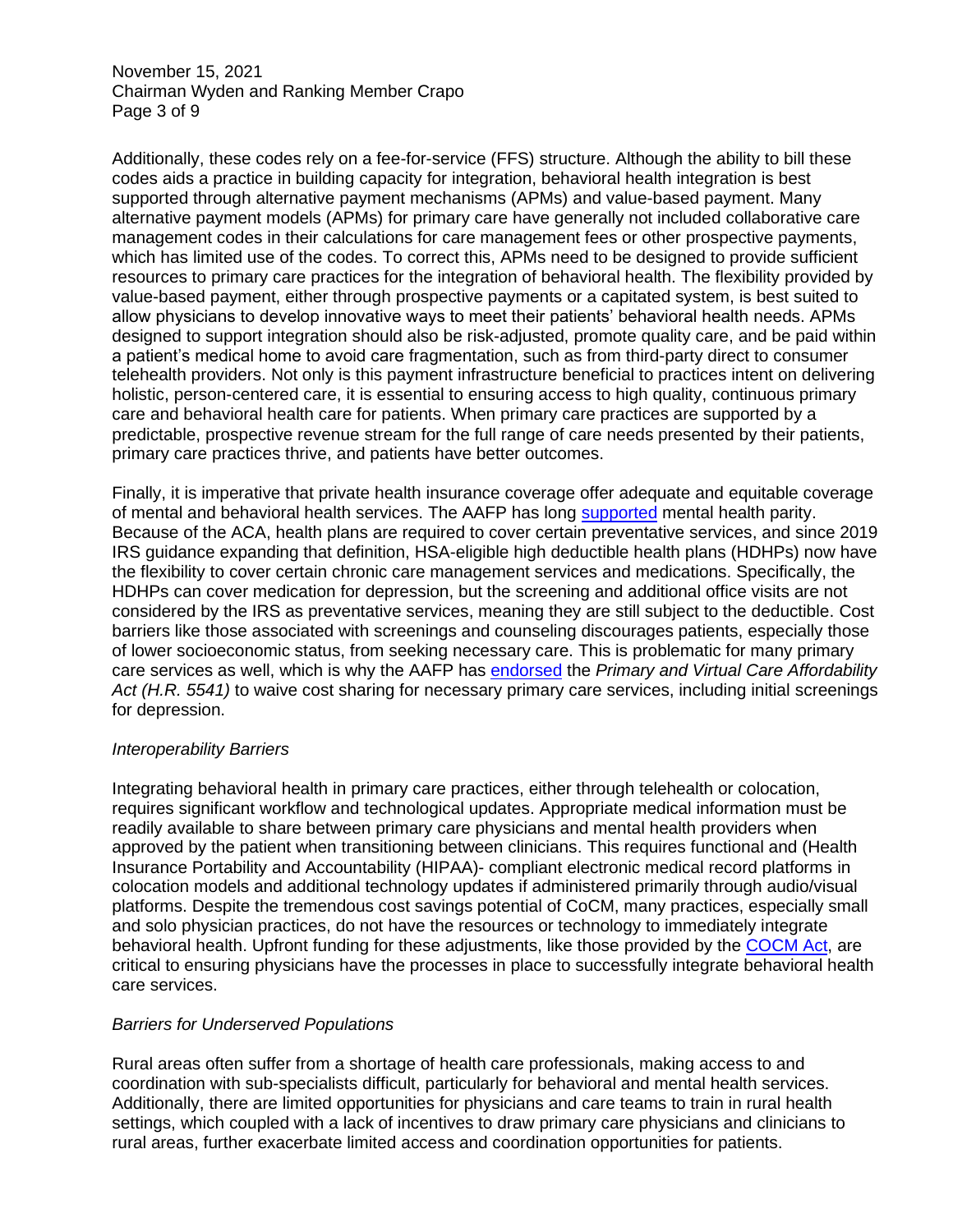Additionally, these codes rely on a fee-for-service (FFS) structure. Although the ability to bill these codes aids a practice in building capacity for integration, behavioral health integration is best supported through alternative payment mechanisms (APMs) and value-based payment. Many alternative payment models (APMs) for primary care have generally not included collaborative care management codes in their calculations for care management fees or other prospective payments, which has limited use of the codes. To correct this, APMs need to be designed to provide sufficient resources to primary care practices for the integration of behavioral health. The flexibility provided by value-based payment, either through prospective payments or a capitated system, is best suited to allow physicians to develop innovative ways to meet their patients' behavioral health needs. APMs designed to support integration should also be risk-adjusted, promote quality care, and be paid within a patient's medical home to avoid care fragmentation, such as from third-party direct to consumer telehealth providers. Not only is this payment infrastructure beneficial to practices intent on delivering holistic, person-centered care, it is essential to ensuring access to high quality, continuous primary care and behavioral health care for patients. When primary care practices are supported by a predictable, prospective revenue stream for the full range of care needs presented by their patients, primary care practices thrive, and patients have better outcomes.

Finally, it is imperative that private health insurance coverage offer adequate and equitable coverage of mental and behavioral health services. The AAFP has long supported mental health parity. Because of the ACA, health plans are required to cover certain preventative services, and since 2019 IRS guidance expanding that definition, HSA-eligible high deductible health plans (HDHPs) now have the flexibility to cover certain chronic care management services and medications. Specifically, the HDHPs can cover medication for depression, but the screening and additional office visits are not considered by the IRS as preventative services, meaning they are still subject to the deductible. Cost barriers like those associated with screenings and counseling discourages patients, especially those of lower socioeconomic status, from seeking necessary care. This is problematic for many primary care services as well, which is why the AAFP has endorsed the *Primary and Virtual Care Affordability Act (H.R. 5541)* to waive cost sharing for necessary primary care services, including initial screenings for depression.

*Interoperability Barriers*

Integrating behavioral health in primary care practices, either through telehealth or colocation, requires significant workflow and technological updates. Appropriate medical information must be readily available to share between primary care physicians and mental health providers when approved by the patient when transitioning between clinicians. This requires functional and (Health Insurance Portability and Accountability (HIPAA)- compliant electronic medical record platforms in colocation models and additional technology updates if administered primarily through audio/visual platforms. Despite the tremendous cost savings potential of CoCM, many practices, especially small and solo physician practices, do not have the resources or technology to immediately integrate behavioral health. Upfront funding for these adjustments, like those provided by the COCM Act, are critical to ensuring physicians have the processes in place to successfully integrate behavioral health care services.

*Barriers for Underserved Populations*

Rural areas often suffer from a shortage of health care professionals, making access to and coordination with sub-specialists difficult, particularly for behavioral and mental health services. Additionally, there are limited opportunities for physicians and care teams to train in rural health settings, which coupled with a lack of incentives to draw primary care physicians and clinicians to rural areas, further exacerbate limited access and coordination opportunities for patients.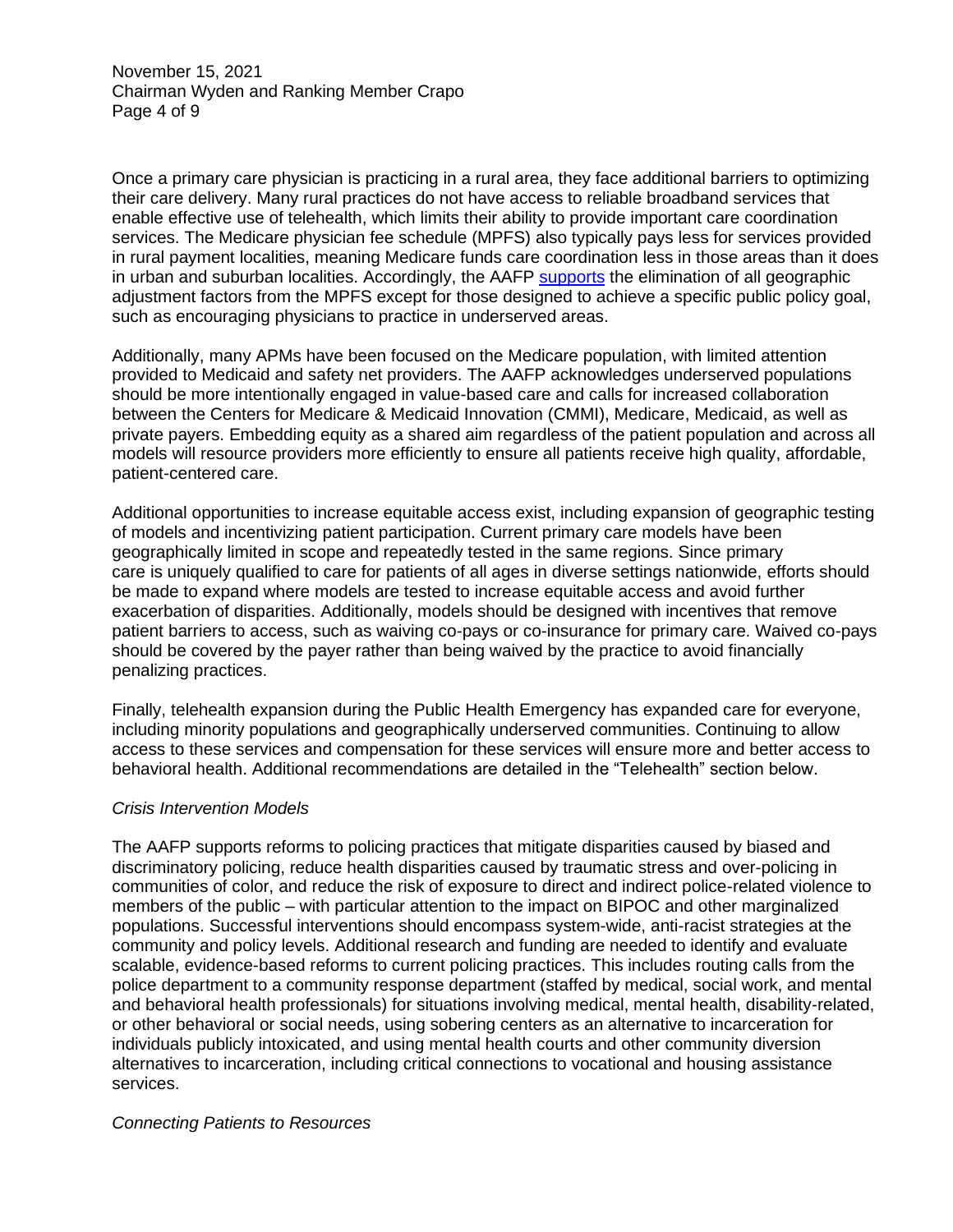Once a primary care physician is practicing in a rural area, they face additional barriers to optimizing their care delivery. Many rural practices do not have access to reliable broadband services that enable effective use of telehealth, which limits their ability to provide important care coordination services. The Medicare physician fee schedule (MPFS) also typically pays less for services provided in rural payment localities, meaning Medicare funds care coordination less in those areas than it does in urban and suburban localities. Accordingly, the AAFP supports the elimination of all geographic adjustment factors from the MPFS except for those designed to achieve a specific public policy goal, such as encouraging physicians to practice in underserved areas.

Additionally, many APMs have been focused on the Medicare population, with limited attention provided to Medicaid and safety net providers. The AAFP acknowledges underserved populations should be more intentionally engaged in value-based care and calls for increased collaboration between the Centers for Medicare & Medicaid Innovation (CMMI), Medicare, Medicaid, as well as private payers. Embedding equity as a shared aim regardless of the patient population and across all models will resource providers more efficiently to ensure all patients receive high quality, affordable, patient-centered care.

Additional opportunities to increase equitable access exist, including expansion of geographic testing of models and incentivizing patient participation. Current primary care models have been geographically limited in scope and repeatedly tested in the same regions. Since primary care is uniquely qualified to care for patients of all ages in diverse settings nationwide, efforts should be made to expand where models are tested to increase equitable access and avoid further exacerbation of disparities. Additionally, models should be designed with incentives that remove patient barriers to access, such as waiving co-pays or co-insurance for primary care. Waived co-pays should be covered by the payer rather than being waived by the practice to avoid financially penalizing practices.

Finally, telehealth expansion during the Public Health Emergency has expanded care for everyone, including minority populations and geographically underserved communities. Continuing to allow access to these services and compensation for these services will ensure more and better access to behavioral health. Additional recommendations are detailed in the "Telehealth" section below.

*Crisis Intervention Models*

The AAFP supports reforms to policing practices that mitigate disparities caused by biased and discriminatory policing, reduce health disparities caused by traumatic stress and over-policing in communities of color, and reduce the risk of exposure to direct and indirect police-related violence to members of the public – with particular attention to the impact on BIPOC and other marginalized populations. Successful interventions should encompass system-wide, anti-racist strategies at the community and policy levels. Additional research and funding are needed to identify and evaluate scalable, evidence-based reforms to current policing practices. This includes routing calls from the police department to a community response department (staffed by medical, social work, and mental and behavioral health professionals) for situations involving medical, mental health, disability-related, or other behavioral or social needs, using sobering centers as an alternative to incarceration for individuals publicly intoxicated, and using mental health courts and other community diversion alternatives to incarceration, including critical connections to vocational and housing assistance services.

*Connecting Patients to Resources*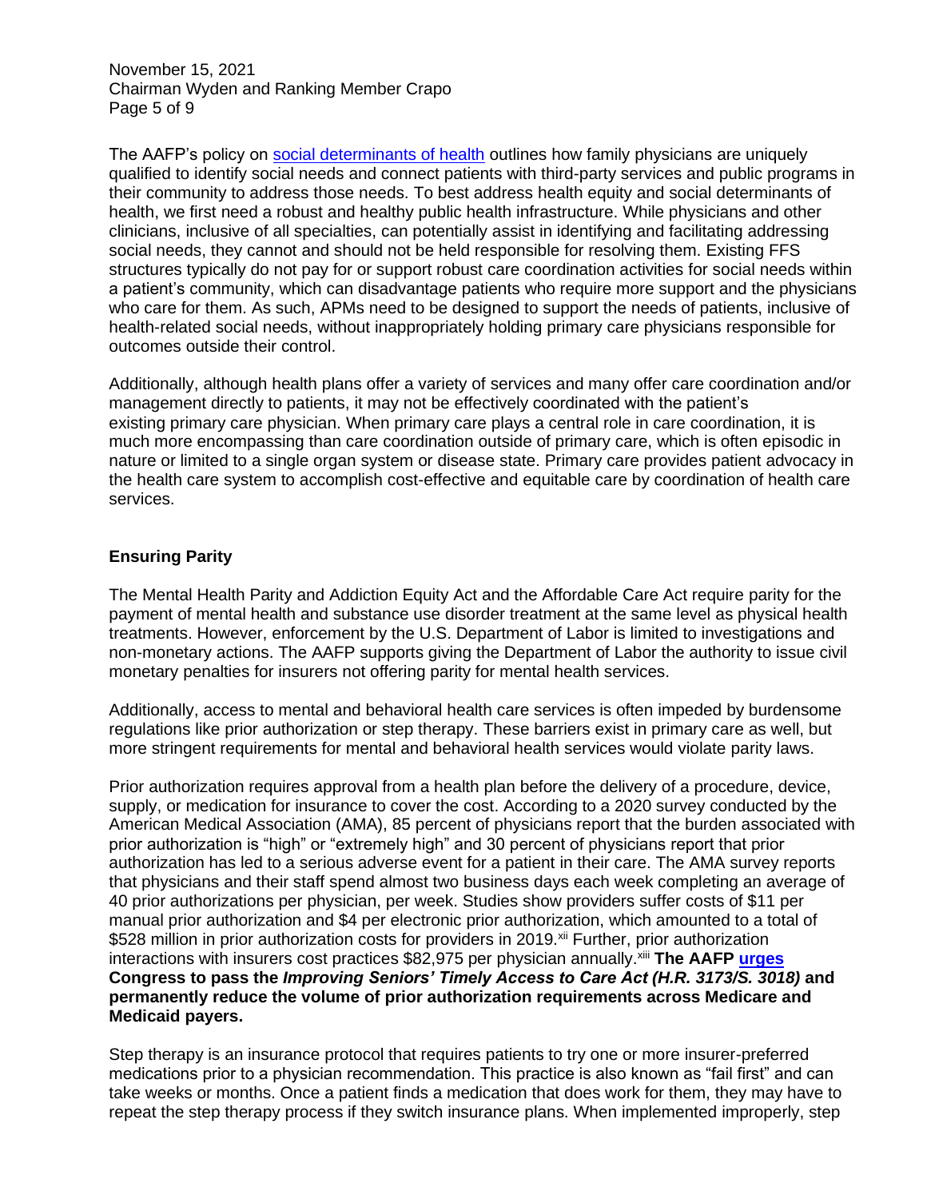The AAFP's policy on [social determinants of health](#) outlines how family physicians are uniquely qualified to identify social needs and connect patients with third-party services and public programs in their community to address those needs. To best address health equity and social determinants of health, we first need a robust and healthy public health infrastructure. While physicians and other clinicians, inclusive of all specialties, can potentially assist in identifying and facilitating addressing social needs, they cannot and should not be held responsible for resolving them. Existing FFS structures typically do not pay for or support robust care coordination activities for social needs within a patient's community, which can disadvantage patients who require more support and the physicians who care for them. As such, APMs need to be designed to support the needs of patients, inclusive of health-related social needs, without inappropriately holding primary care physicians responsible for outcomes outside their control.

Additionally, although health plans offer a variety of services and many offer care coordination and/or management directly to patients, it may not be effectively coordinated with the patient's existing primary care physician. When primary care plays a central role in care coordination, it is much more encompassing than care coordination outside of primary care, which is often episodic in nature or limited to a single organ system or disease state. Primary care provides patient advocacy in the health care system to accomplish cost-effective and equitable care by coordination of health care services.

## Ensuring Parity

The Mental Health Parity and Addiction Equity Act and the Affordable Care Act require parity for the payment of mental health and substance use disorder treatment at the same level as physical health treatments. However, enforcement by the U.S. Department of Labor is limited to investigations and non-monetary actions. The AAFP supports giving the Department of Labor the authority to issue civil monetary penalties for insurers not offering parity for mental health services.

Additionally, access to mental and behavioral health care services is often impeded by burdensome regulations like prior authorization or step therapy. These barriers exist in primary care as well, but more stringent requirements for mental and behavioral health services would violate parity laws.

Prior authorization requires approval from a health plan before the delivery of a procedure, device, supply, or medication for insurance to cover the cost. According to a 2020 survey conducted by the American Medical Association (AMA), 85 percent of physicians report that the burden associated with prior authorization is "high" or "extremely high" and 30 percent of physicians report that prior authorization has led to a serious adverse event for a patient in their care. The AMA survey reports that physicians and their staff spend almost two business days each week completing an average of 40 prior authorizations per physician, per week. Studies show providers suffer costs of $11 per manual prior authorization and $4 per electronic prior authorization, which amounted to a total of $528 million in prior authorization costs for providers in 2019.[xii] Further, prior authorization interactions with insurers cost practices $82,975 per physician annually.[xiii] **The AAFP [urges](#) Congress to pass the *Improving Seniors' Timely Access to Care Act (H.R. 3173/S. 3018)* and permanently reduce the volume of prior authorization requirements across Medicare and Medicaid payers.**

Step therapy is an insurance protocol that requires patients to try one or more insurer-preferred medications prior to a physician recommendation. This practice is also known as "fail first" and can take weeks or months. Once a patient finds a medication that does work for them, they may have to repeat the step therapy process if they switch insurance plans. When implemented improperly, step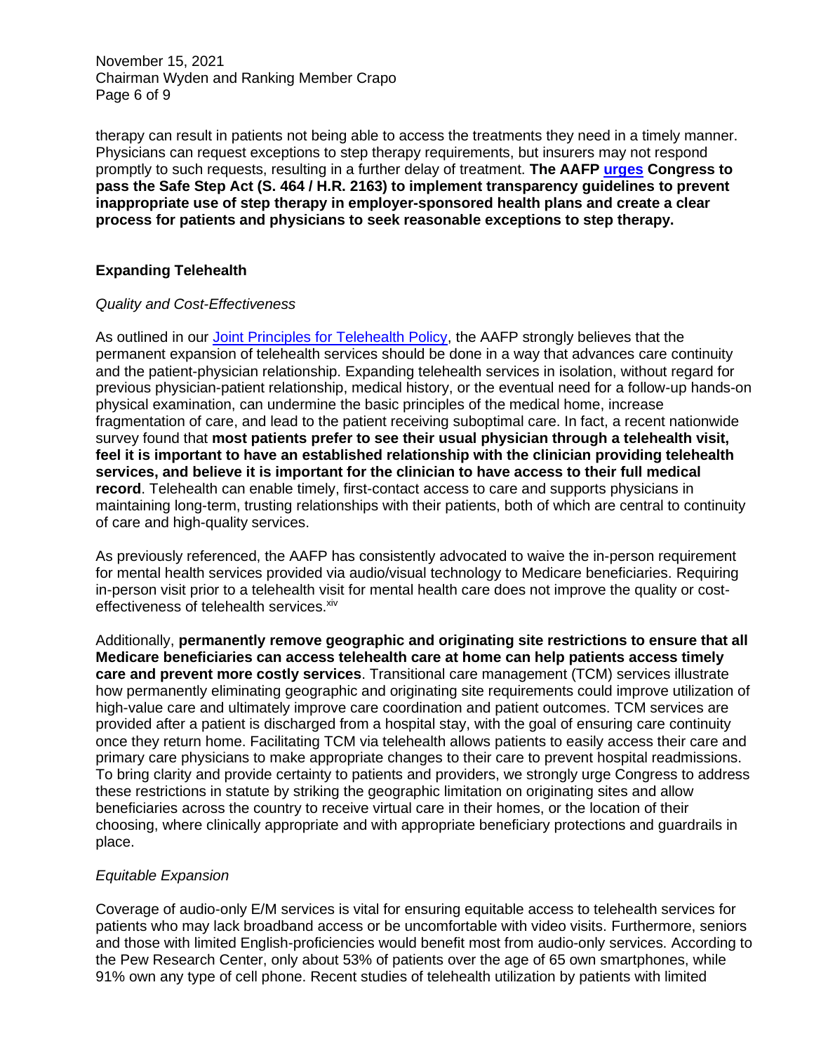therapy can result in patients not being able to access the treatments they need in a timely manner. Physicians can request exceptions to step therapy requirements, but insurers may not respond promptly to such requests, resulting in a further delay of treatment. **The AAFP urges Congress to pass the Safe Step Act (S. 464 / H.R. 2163) to implement transparency guidelines to prevent inappropriate use of step therapy in employer-sponsored health plans and create a clear process for patients and physicians to seek reasonable exceptions to step therapy.**

## Expanding Telehealth

### *Quality and Cost-Effectiveness*

As outlined in our Joint Principles for Telehealth Policy, the AAFP strongly believes that the permanent expansion of telehealth services should be done in a way that advances care continuity and the patient-physician relationship. Expanding telehealth services in isolation, without regard for previous physician-patient relationship, medical history, or the eventual need for a follow-up hands-on physical examination, can undermine the basic principles of the medical home, increase fragmentation of care, and lead to the patient receiving suboptimal care. In fact, a recent nationwide survey found that **most patients prefer to see their usual physician through a telehealth visit, feel it is important to have an established relationship with the clinician providing telehealth services, and believe it is important for the clinician to have access to their full medical record**. Telehealth can enable timely, first-contact access to care and supports physicians in maintaining long-term, trusting relationships with their patients, both of which are central to continuity of care and high-quality services.

As previously referenced, the AAFP has consistently advocated to waive the in-person requirement for mental health services provided via audio/visual technology to Medicare beneficiaries. Requiring in-person visit prior to a telehealth visit for mental health care does not improve the quality or cost-effectiveness of telehealth services.[xiv]

Additionally, **permanently remove geographic and originating site restrictions to ensure that all Medicare beneficiaries can access telehealth care at home can help patients access timely care and prevent more costly services**. Transitional care management (TCM) services illustrate how permanently eliminating geographic and originating site requirements could improve utilization of high-value care and ultimately improve care coordination and patient outcomes. TCM services are provided after a patient is discharged from a hospital stay, with the goal of ensuring care continuity once they return home. Facilitating TCM via telehealth allows patients to easily access their care and primary care physicians to make appropriate changes to their care to prevent hospital readmissions. To bring clarity and provide certainty to patients and providers, we strongly urge Congress to address these restrictions in statute by striking the geographic limitation on originating sites and allow beneficiaries across the country to receive virtual care in their homes, or the location of their choosing, where clinically appropriate and with appropriate beneficiary protections and guardrails in place.

### *Equitable Expansion*

Coverage of audio-only E/M services is vital for ensuring equitable access to telehealth services for patients who may lack broadband access or be uncomfortable with video visits. Furthermore, seniors and those with limited English-proficiencies would benefit most from audio-only services. According to the Pew Research Center, only about 53% of patients over the age of 65 own smartphones, while 91% own any type of cell phone. Recent studies of telehealth utilization by patients with limited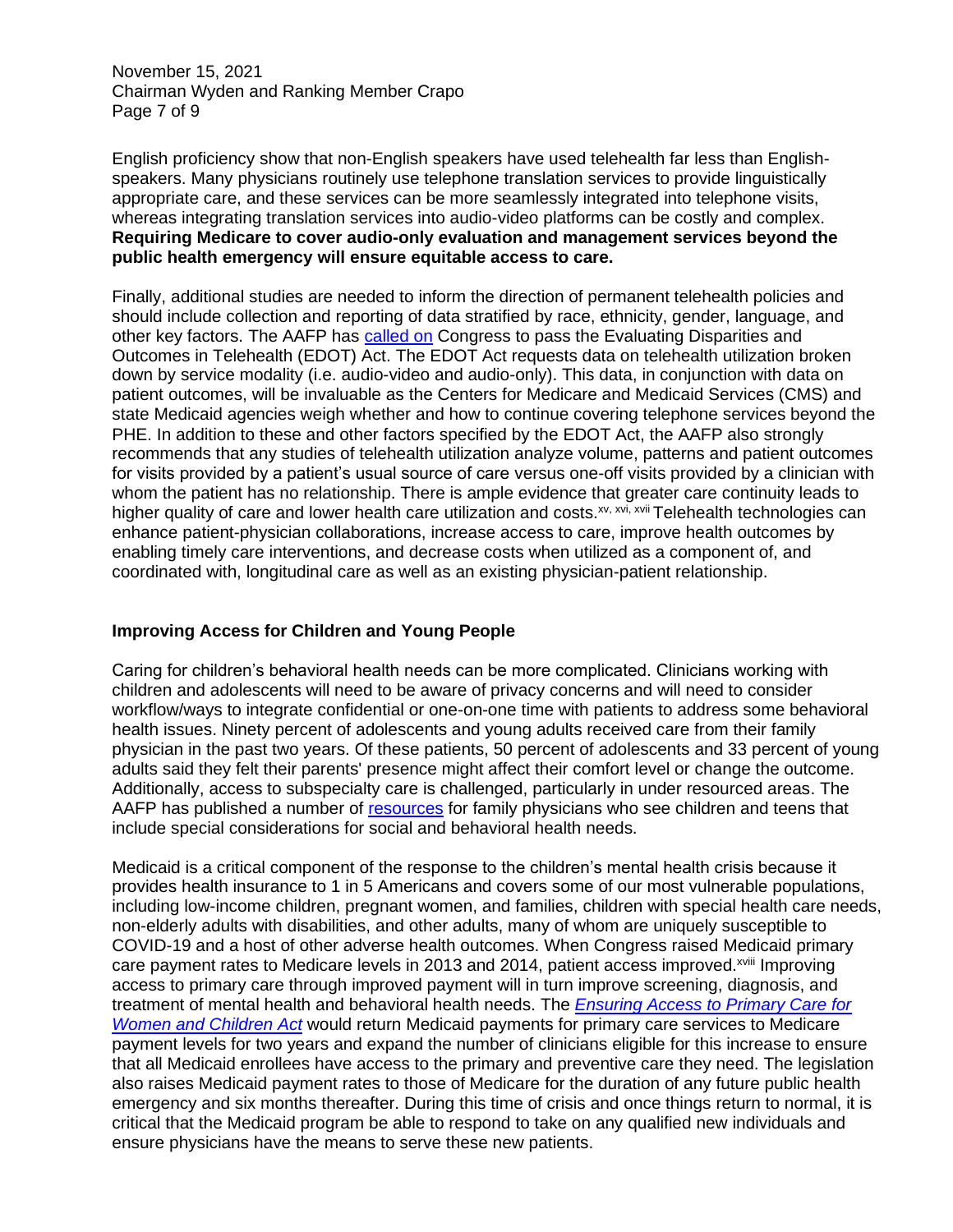English proficiency show that non-English speakers have used telehealth far less than English-speakers. Many physicians routinely use telephone translation services to provide linguistically appropriate care, and these services can be more seamlessly integrated into telephone visits, whereas integrating translation services into audio-video platforms can be costly and complex. **Requiring Medicare to cover audio-only evaluation and management services beyond the public health emergency will ensure equitable access to care.**

Finally, additional studies are needed to inform the direction of permanent telehealth policies and should include collection and reporting of data stratified by race, ethnicity, gender, language, and other key factors. The AAFP has called on Congress to pass the Evaluating Disparities and Outcomes in Telehealth (EDOT) Act. The EDOT Act requests data on telehealth utilization broken down by service modality (i.e. audio-video and audio-only). This data, in conjunction with data on patient outcomes, will be invaluable as the Centers for Medicare and Medicaid Services (CMS) and state Medicaid agencies weigh whether and how to continue covering telephone services beyond the PHE. In addition to these and other factors specified by the EDOT Act, the AAFP also strongly recommends that any studies of telehealth utilization analyze volume, patterns and patient outcomes for visits provided by a patient's usual source of care versus one-off visits provided by a clinician with whom the patient has no relationship. There is ample evidence that greater care continuity leads to higher quality of care and lower health care utilization and costs.[xv, xvi, xvii] Telehealth technologies can enhance patient-physician collaborations, increase access to care, improve health outcomes by enabling timely care interventions, and decrease costs when utilized as a component of, and coordinated with, longitudinal care as well as an existing physician-patient relationship.

## Improving Access for Children and Young People

Caring for children's behavioral health needs can be more complicated. Clinicians working with children and adolescents will need to be aware of privacy concerns and will need to consider workflow/ways to integrate confidential or one-on-one time with patients to address some behavioral health issues. Ninety percent of adolescents and young adults received care from their family physician in the past two years. Of these patients, 50 percent of adolescents and 33 percent of young adults said they felt their parents' presence might affect their comfort level or change the outcome. Additionally, access to subspecialty care is challenged, particularly in under resourced areas. The AAFP has published a number of resources for family physicians who see children and teens that include special considerations for social and behavioral health needs.

Medicaid is a critical component of the response to the children's mental health crisis because it provides health insurance to 1 in 5 Americans and covers some of our most vulnerable populations, including low-income children, pregnant women, and families, children with special health care needs, non-elderly adults with disabilities, and other adults, many of whom are uniquely susceptible to COVID-19 and a host of other adverse health outcomes. When Congress raised Medicaid primary care payment rates to Medicare levels in 2013 and 2014, patient access improved.[xviii] Improving access to primary care through improved payment will in turn improve screening, diagnosis, and treatment of mental health and behavioral health needs. The *Ensuring Access to Primary Care for Women and Children Act* would return Medicaid payments for primary care services to Medicare payment levels for two years and expand the number of clinicians eligible for this increase to ensure that all Medicaid enrollees have access to the primary and preventive care they need. The legislation also raises Medicaid payment rates to those of Medicare for the duration of any future public health emergency and six months thereafter. During this time of crisis and once things return to normal, it is critical that the Medicaid program be able to respond to take on any qualified new individuals and ensure physicians have the means to serve these new patients.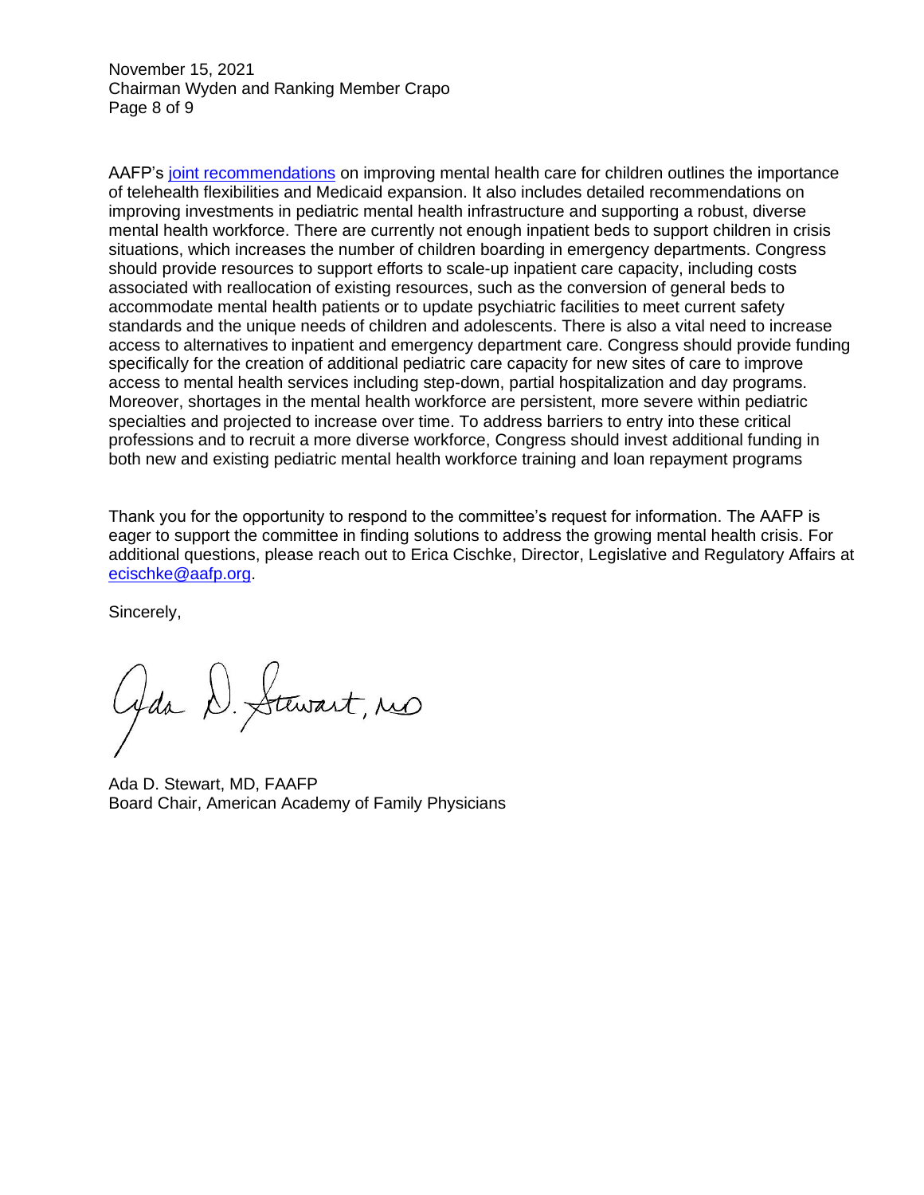AAFP's [joint recommendations](#) on improving mental health care for children outlines the importance of telehealth flexibilities and Medicaid expansion. It also includes detailed recommendations on improving investments in pediatric mental health infrastructure and supporting a robust, diverse mental health workforce. There are currently not enough inpatient beds to support children in crisis situations, which increases the number of children boarding in emergency departments. Congress should provide resources to support efforts to scale-up inpatient care capacity, including costs associated with reallocation of existing resources, such as the conversion of general beds to accommodate mental health patients or to update psychiatric facilities to meet current safety standards and the unique needs of children and adolescents. There is also a vital need to increase access to alternatives to inpatient and emergency department care. Congress should provide funding specifically for the creation of additional pediatric care capacity for new sites of care to improve access to mental health services including step-down, partial hospitalization and day programs. Moreover, shortages in the mental health workforce are persistent, more severe within pediatric specialties and projected to increase over time. To address barriers to entry into these critical professions and to recruit a more diverse workforce, Congress should invest additional funding in both new and existing pediatric mental health workforce training and loan repayment programs

Thank you for the opportunity to respond to the committee's request for information. The AAFP is eager to support the committee in finding solutions to address the growing mental health crisis. For additional questions, please reach out to Erica Cischke, Director, Legislative and Regulatory Affairs at ecischke@aafp.org.

Sincerely,

Ada D. Stewart, MD

Ada D. Stewart, MD, FAAFP
Board Chair, American Academy of Family Physicians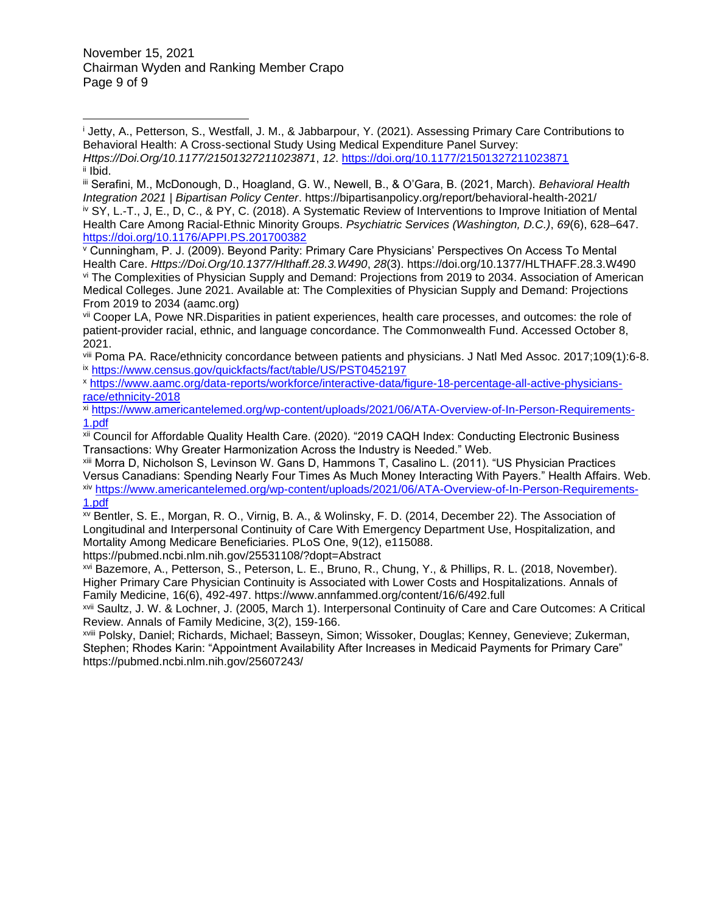[i] Jetty, A., Petterson, S., Westfall, J. M., & Jabbarpour, Y. (2021). Assessing Primary Care Contributions to Behavioral Health: A Cross-sectional Study Using Medical Expenditure Panel Survey: *Https://Doi.Org/10.1177/21501327211023871*, *12*. https://doi.org/10.1177/21501327211023871

[ii] Ibid.

[iii] Serafini, M., McDonough, D., Hoagland, G. W., Newell, B., & O'Gara, B. (2021, March). *Behavioral Health Integration 2021 | Bipartisan Policy Center*. https://bipartisanpolicy.org/report/behavioral-health-2021/

[iv] SY, L.-T., J, E., D, C., & PY, C. (2018). A Systematic Review of Interventions to Improve Initiation of Mental Health Care Among Racial-Ethnic Minority Groups. *Psychiatric Services (Washington, D.C.)*, *69*(6), 628–647. https://doi.org/10.1176/APPI.PS.201700382

[v] Cunningham, P. J. (2009). Beyond Parity: Primary Care Physicians' Perspectives On Access To Mental Health Care. *Https://Doi.Org/10.1377/Hlthaff.28.3.W490*, *28*(3). https://doi.org/10.1377/HLTHAFF.28.3.W490

[vi] The Complexities of Physician Supply and Demand: Projections from 2019 to 2034. Association of American Medical Colleges. June 2021. Available at: The Complexities of Physician Supply and Demand: Projections From 2019 to 2034 (aamc.org)

[vii] Cooper LA, Powe NR.Disparities in patient experiences, health care processes, and outcomes: the role of patient-provider racial, ethnic, and language concordance. The Commonwealth Fund. Accessed October 8, 2021.

[viii] Poma PA. Race/ethnicity concordance between patients and physicians. J Natl Med Assoc. 2017;109(1):6-8.

[ix] https://www.census.gov/quickfacts/fact/table/US/PST0452197

[x] https://www.aamc.org/data-reports/workforce/interactive-data/figure-18-percentage-all-active-physicians-race/ethnicity-2018

[xi] https://www.americantelemed.org/wp-content/uploads/2021/06/ATA-Overview-of-In-Person-Requirements-1.pdf

[xii] Council for Affordable Quality Health Care. (2020). "2019 CAQH Index: Conducting Electronic Business Transactions: Why Greater Harmonization Across the Industry is Needed." Web.

[xiii] Morra D, Nicholson S, Levinson W. Gans D, Hammons T, Casalino L. (2011). "US Physician Practices Versus Canadians: Spending Nearly Four Times As Much Money Interacting With Payers." Health Affairs. Web.

[xiv] https://www.americantelemed.org/wp-content/uploads/2021/06/ATA-Overview-of-In-Person-Requirements-1.pdf

[xv] Bentler, S. E., Morgan, R. O., Virnig, B. A., & Wolinsky, F. D. (2014, December 22). The Association of Longitudinal and Interpersonal Continuity of Care With Emergency Department Use, Hospitalization, and Mortality Among Medicare Beneficiaries. PLoS One, 9(12), e115088. https://pubmed.ncbi.nlm.nih.gov/25531108/?dopt=Abstract

[xvi] Bazemore, A., Petterson, S., Peterson, L. E., Bruno, R., Chung, Y., & Phillips, R. L. (2018, November). Higher Primary Care Physician Continuity is Associated with Lower Costs and Hospitalizations. Annals of Family Medicine, 16(6), 492-497. https://www.annfammed.org/content/16/6/492.full

[xvii] Saultz, J. W. & Lochner, J. (2005, March 1). Interpersonal Continuity of Care and Care Outcomes: A Critical Review. Annals of Family Medicine, 3(2), 159-166.

[xviii] Polsky, Daniel; Richards, Michael; Basseyn, Simon; Wissoker, Douglas; Kenney, Genevieve; Zukerman, Stephen; Rhodes Karin: "Appointment Availability After Increases in Medicaid Payments for Primary Care" https://pubmed.ncbi.nlm.nih.gov/25607243/